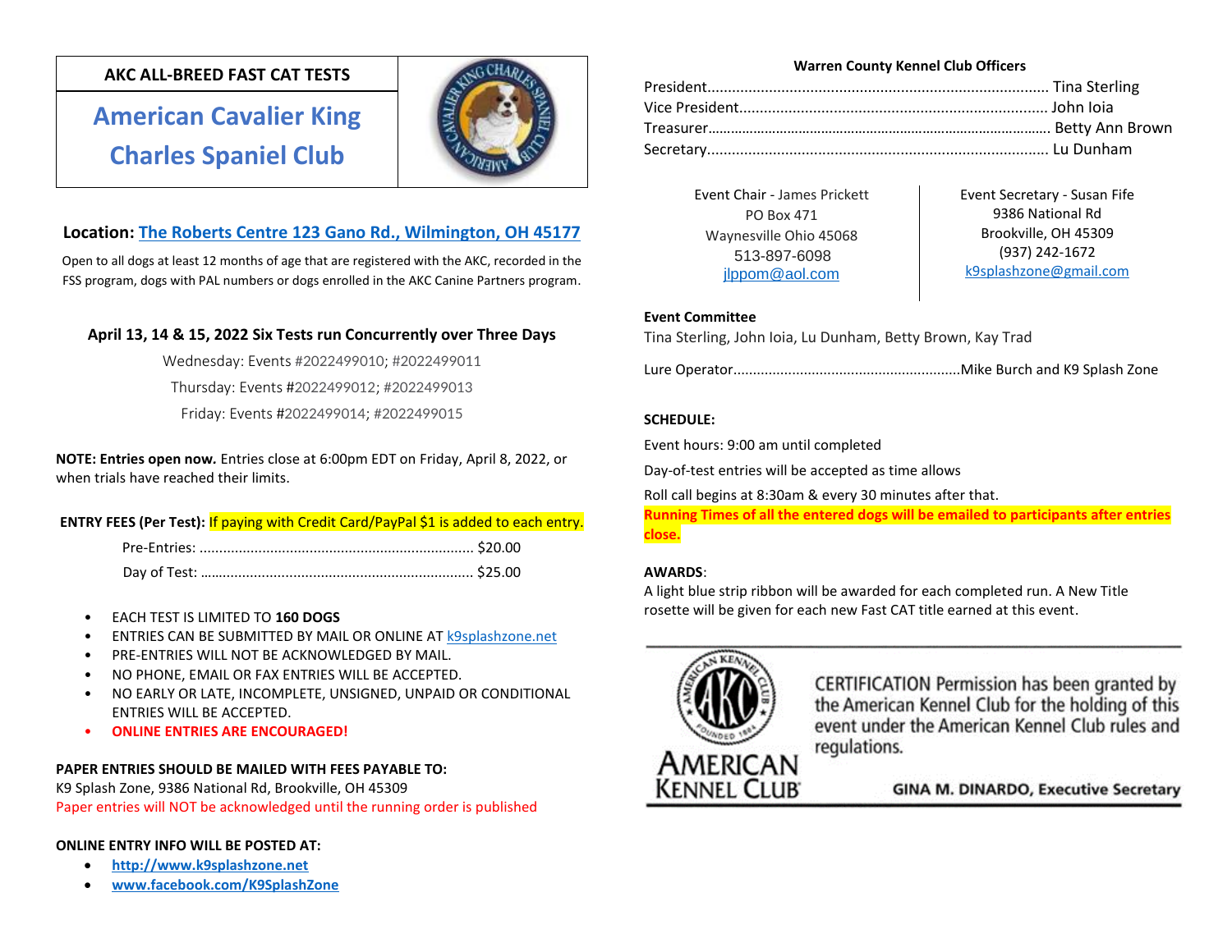# AKC ALL-BREED FAST CAT TESTS

## American Cavalier King Charles Spaniel Club

**Location: The Roberts Centre 123 Gano Rd., Wilmington, OH 45177**

Open to all dogs at least 12 months of age that are registered with the AKC, recorded in the FSS program, dogs with PAL numbers or dogs enrolled in the AKC Canine Partners program.

**April 13, 14 & 15, 2022 Six Tests run Concurrently over Three Days**

Wednesday: Events #2022499010; #2022499011

Thursday: Events #2022499012; #2022499013

Friday: Events #2022499014; #2022499015

**NOTE: Entries open now.** Entries close at 6:00pm EDT on Friday, April 8, 2022, or when trials have reached their limits.

**ENTRY FEES (Per Test):** If paying with Credit Card/PayPal $1 is added to each entry.

Pre-Entries: .................................................................... $20.00

Day of Test: .................................................................... $25.00

- EACH TEST IS LIMITED TO **160 DOGS**
- ENTRIES CAN BE SUBMITTED BY MAIL OR ONLINE AT k9splashzone.net
- PRE-ENTRIES WILL NOT BE ACKNOWLEDGED BY MAIL.
- NO PHONE, EMAIL OR FAX ENTRIES WILL BE ACCEPTED.
- NO EARLY OR LATE, INCOMPLETE, UNSIGNED, UNPAID OR CONDITIONAL ENTRIES WILL BE ACCEPTED.
- **ONLINE ENTRIES ARE ENCOURAGED!**

**PAPER ENTRIES SHOULD BE MAILED WITH FEES PAYABLE TO:**
K9 Splash Zone, 9386 National Rd, Brookville, OH 45309
Paper entries will NOT be acknowledged until the running order is published

**ONLINE ENTRY INFO WILL BE POSTED AT:**

- **http://www.k9splashzone.net**
- **www.facebook.com/K9SplashZone**

**Warren County Kennel Club Officers**

President.................................................................................. Tina Sterling
Vice President........................................................................... John Ioia
Treasurer.................................................................................. Betty Ann Brown
Secretary.................................................................................. Lu Dunham

Event Chair - James Prickett
PO Box 471
Waynesville Ohio 45068
513-897-6098
jlppom@aol.com

Event Secretary - Susan Fife
9386 National Rd
Brookville, OH 45309
(937) 242-1672
k9splashzone@gmail.com

**Event Committee**
Tina Sterling, John Ioia, Lu Dunham, Betty Brown, Kay Trad

Lure Operator.........................................................Mike Burch and K9 Splash Zone

**SCHEDULE:**

Event hours: 9:00 am until completed

Day-of-test entries will be accepted as time allows

Roll call begins at 8:30am & every 30 minutes after that.

**Running Times of all the entered dogs will be emailed to participants after entries close.**

**AWARDS**:
A light blue strip ribbon will be awarded for each completed run. A New Title rosette will be given for each new Fast CAT title earned at this event.

AMERICAN KENNEL CLUB

CERTIFICATION Permission has been granted by the American Kennel Club for the holding of this event under the American Kennel Club rules and regulations.

**GINA M. DINARDO, Executive Secretary**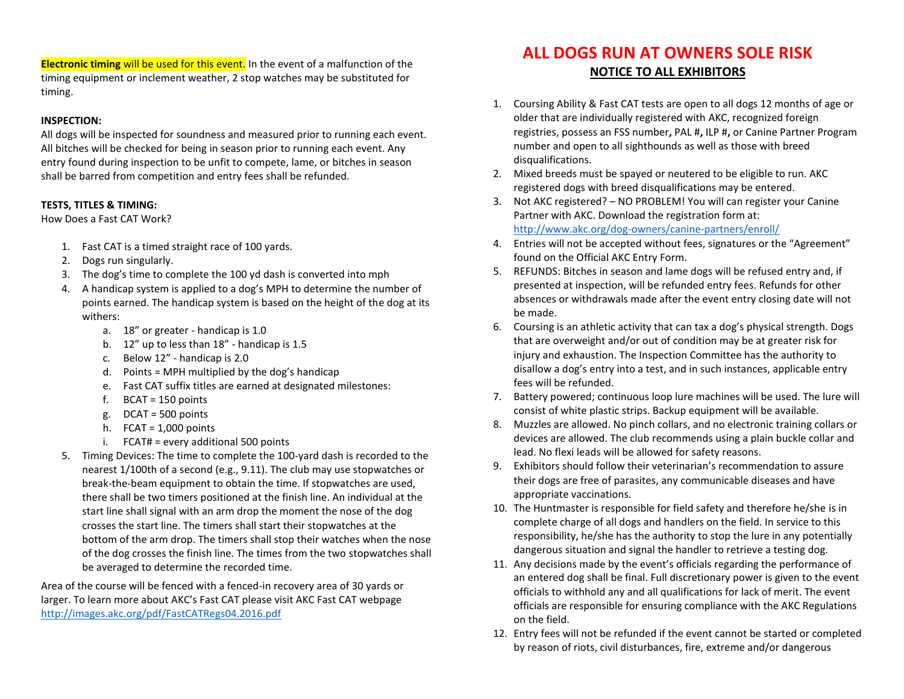**Electronic timing** will be used for this event. In the event of a malfunction of the timing equipment or inclement weather, 2 stop watches may be substituted for timing.

**INSPECTION:**

All dogs will be inspected for soundness and measured prior to running each event. All bitches will be checked for being in season prior to running each event. Any entry found during inspection to be unfit to compete, lame, or bitches in season shall be barred from competition and entry fees shall be refunded.

**TESTS, TITLES & TIMING:**

How Does a Fast CAT Work?

1. Fast CAT is a timed straight race of 100 yards.
2. Dogs run singularly.
3. The dog's time to complete the 100 yd dash is converted into mph
4. A handicap system is applied to a dog's MPH to determine the number of points earned. The handicap system is based on the height of the dog at its withers:
   a. 18" or greater - handicap is 1.0
   b. 12" up to less than 18" - handicap is 1.5
   c. Below 12" - handicap is 2.0
   d. Points = MPH multiplied by the dog's handicap
   e. Fast CAT suffix titles are earned at designated milestones:
   f. BCAT = 150 points
   g. DCAT = 500 points
   h. FCAT = 1,000 points
   i. FCAT# = every additional 500 points
5. Timing Devices: The time to complete the 100-yard dash is recorded to the nearest 1/100th of a second (e.g., 9.11). The club may use stopwatches or break-the-beam equipment to obtain the time. If stopwatches are used, there shall be two timers positioned at the finish line. An individual at the start line shall signal with an arm drop the moment the nose of the dog crosses the start line. The timers shall start their stopwatches at the bottom of the arm drop. The timers shall stop their watches when the nose of the dog crosses the finish line. The times from the two stopwatches shall be averaged to determine the recorded time.

Area of the course will be fenced with a fenced-in recovery area of 30 yards or larger. To learn more about AKC's Fast CAT please visit AKC Fast CAT webpage http://images.akc.org/pdf/FastCATRegs04.2016.pdf

# ALL DOGS RUN AT OWNERS SOLE RISK

## NOTICE TO ALL EXHIBITORS

1. Coursing Ability & Fast CAT tests are open to all dogs 12 months of age or older that are individually registered with AKC, recognized foreign registries, possess an FSS number**,** PAL #**,** ILP #**,** or Canine Partner Program number and open to all sighthounds as well as those with breed disqualifications.
2. Mixed breeds must be spayed or neutered to be eligible to run. AKC registered dogs with breed disqualifications may be entered.
3. Not AKC registered? – NO PROBLEM! You will can register your Canine Partner with AKC. Download the registration form at: http://www.akc.org/dog-owners/canine-partners/enroll/
4. Entries will not be accepted without fees, signatures or the "Agreement" found on the Official AKC Entry Form.
5. REFUNDS: Bitches in season and lame dogs will be refused entry and, if presented at inspection, will be refunded entry fees. Refunds for other absences or withdrawals made after the event entry closing date will not be made.
6. Coursing is an athletic activity that can tax a dog's physical strength. Dogs that are overweight and/or out of condition may be at greater risk for injury and exhaustion. The Inspection Committee has the authority to disallow a dog's entry into a test, and in such instances, applicable entry fees will be refunded.
7. Battery powered; continuous loop lure machines will be used. The lure will consist of white plastic strips. Backup equipment will be available.
8. Muzzles are allowed. No pinch collars, and no electronic training collars or devices are allowed. The club recommends using a plain buckle collar and lead. No flexi leads will be allowed for safety reasons.
9. Exhibitors should follow their veterinarian's recommendation to assure their dogs are free of parasites, any communicable diseases and have appropriate vaccinations.
10. The Huntmaster is responsible for field safety and therefore he/she is in complete charge of all dogs and handlers on the field. In service to this responsibility, he/she has the authority to stop the lure in any potentially dangerous situation and signal the handler to retrieve a testing dog.
11. Any decisions made by the event's officials regarding the performance of an entered dog shall be final. Full discretionary power is given to the event officials to withhold any and all qualifications for lack of merit. The event officials are responsible for ensuring compliance with the AKC Regulations on the field.
12. Entry fees will not be refunded if the event cannot be started or completed by reason of riots, civil disturbances, fire, extreme and/or dangerous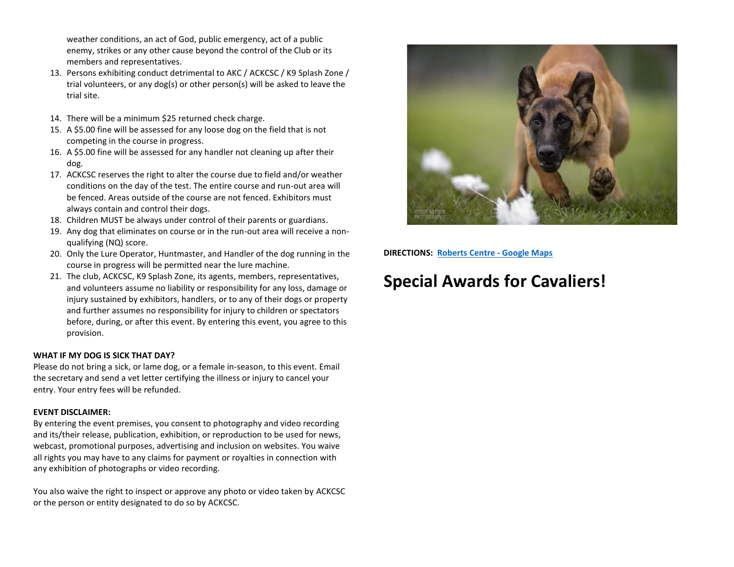weather conditions, an act of God, public emergency, act of a public enemy, strikes or any other cause beyond the control of the Club or its members and representatives.

13. Persons exhibiting conduct detrimental to AKC / ACKCSC / K9 Splash Zone / trial volunteers, or any dog(s) or other person(s) will be asked to leave the trial site.
14. There will be a minimum $25 returned check charge.
15. A $5.00 fine will be assessed for any loose dog on the field that is not competing in the course in progress.
16. A $5.00 fine will be assessed for any handler not cleaning up after their dog.
17. ACKCSC reserves the right to alter the course due to field and/or weather conditions on the day of the test. The entire course and run-out area will be fenced. Areas outside of the course are not fenced. Exhibitors must always contain and control their dogs.
18. Children MUST be always under control of their parents or guardians.
19. Any dog that eliminates on course or in the run-out area will receive a non-qualifying (NQ) score.
20. Only the Lure Operator, Huntmaster, and Handler of the dog running in the course in progress will be permitted near the lure machine.
21. The club, ACKCSC, K9 Splash Zone, its agents, members, representatives, and volunteers assume no liability or responsibility for any loss, damage or injury sustained by exhibitors, handlers, or to any of their dogs or property and further assumes no responsibility for injury to children or spectators before, during, or after this event. By entering this event, you agree to this provision.

**WHAT IF MY DOG IS SICK THAT DAY?**

Please do not bring a sick, or lame dog, or a female in-season, to this event. Email the secretary and send a vet letter certifying the illness or injury to cancel your entry. Your entry fees will be refunded.

**EVENT DISCLAIMER:**

By entering the event premises, you consent to photography and video recording and its/their release, publication, exhibition, or reproduction to be used for news, webcast, promotional purposes, advertising and inclusion on websites. You waive all rights you may have to any claims for payment or royalties in connection with any exhibition of photographs or video recording.

You also waive the right to inspect or approve any photo or video taken by ACKCSC or the person or entity designated to do so by ACKCSC.

**DIRECTIONS:** **Roberts Centre - Google Maps**

# Special Awards for Cavaliers!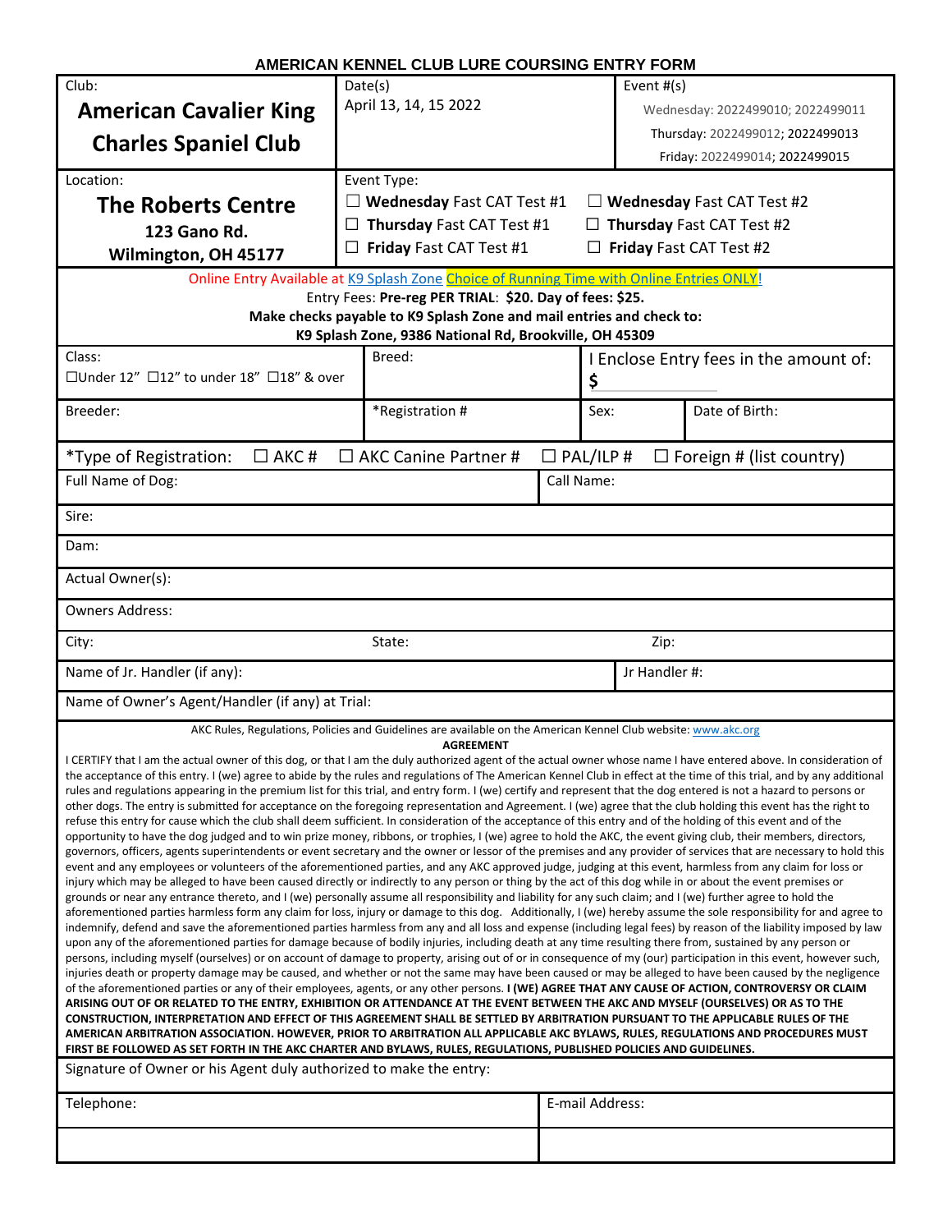# AMERICAN KENNEL CLUB LURE COURSING ENTRY FORM

| | | |
|---|---|---|
| Club:<br>**American Cavalier King Charles Spaniel Club** | Date(s)<br>April 13, 14, 15 2022 | Event #(s)<br>Wednesday: 2022499010; 2022499011<br>Thursday: 2022499012; 2022499013<br>Friday: 2022499014; 2022499015 |
| Location:<br>**The Roberts Centre**<br>**123 Gano Rd.**<br>**Wilmington, OH 45177** | Event Type:<br>☐ **Wednesday** Fast CAT Test #1 ☐ **Wednesday** Fast CAT Test #2<br>☐ **Thursday** Fast CAT Test #1 ☐ **Thursday** Fast CAT Test #2<br>☐ **Friday** Fast CAT Test #1 ☐ **Friday** Fast CAT Test #2 | |

Online Entry Available at K9 Splash Zone Choice of Running Time with Online Entries ONLY!
Entry Fees: **Pre-reg PER TRIAL**: **$20. Day of fees: $25.**
**Make checks payable to K9 Splash Zone and mail entries and check to:**
**K9 Splash Zone, 9386 National Rd, Brookville, OH 45309**

| | | | |
|---|---|---|---|
| Class:<br>☐Under 12" ☐12" to under 18" ☐18" & over | Breed: | I Enclose Entry fees in the amount of:<br>$ | |
| Breeder: | *Registration # | Sex: | Date of Birth: |

*Type of Registration: ☐ AKC # ☐ AKC Canine Partner # ☐ PAL/ILP # ☐ Foreign # (list country)

| | |
|---|---|
| Full Name of Dog: | Call Name: |
| Sire: | |
| Dam: | |
| Actual Owner(s): | |
| Owners Address: | |
| City: State: | Zip: |
| Name of Jr. Handler (if any): | Jr Handler #: |
| Name of Owner's Agent/Handler (if any) at Trial: | |

AKC Rules, Regulations, Policies and Guidelines are available on the American Kennel Club website: www.akc.org

**AGREEMENT**

I CERTIFY that I am the actual owner of this dog, or that I am the duly authorized agent of the actual owner whose name I have entered above. In consideration of the acceptance of this entry. I (we) agree to abide by the rules and regulations of The American Kennel Club in effect at the time of this trial, and by any additional rules and regulations appearing in the premium list for this trial, and entry form. I (we) certify and represent that the dog entered is not a hazard to persons or other dogs. The entry is submitted for acceptance on the foregoing representation and Agreement. I (we) agree that the club holding this event has the right to refuse this entry for cause which the club shall deem sufficient. In consideration of the acceptance of this entry and of the holding of this event and of the opportunity to have the dog judged and to win prize money, ribbons, or trophies, I (we) agree to hold the AKC, the event giving club, their members, directors, governors, officers, agents superintendents or event secretary and the owner or lessor of the premises and any provider of services that are necessary to hold this event and any employees or volunteers of the aforementioned parties, and any AKC approved judge, judging at this event, harmless from any claim for loss or injury which may be alleged to have been caused directly or indirectly to any person or thing by the act of this dog while in or about the event premises or grounds or near any entrance thereto, and I (we) personally assume all responsibility and liability for any such claim; and I (we) further agree to hold the aforementioned parties harmless form any claim for loss, injury or damage to this dog. Additionally, I (we) hereby assume the sole responsibility for and agree to indemnify, defend and save the aforementioned parties harmless from any and all loss and expense (including legal fees) by reason of the liability imposed by law upon any of the aforementioned parties for damage because of bodily injuries, including death at any time resulting there from, sustained by any person or persons, including myself (ourselves) or on account of damage to property, arising out of or in consequence of my (our) participation in this event, however such, injuries death or property damage may be caused, and whether or not the same may have been caused or may be alleged to have been caused by the negligence of the aforementioned parties or any of their employees, agents, or any other persons. **I (WE) AGREE THAT ANY CAUSE OF ACTION, CONTROVERSY OR CLAIM ARISING OUT OF OR RELATED TO THE ENTRY, EXHIBITION OR ATTENDANCE AT THE EVENT BETWEEN THE AKC AND MYSELF (OURSELVES) OR AS TO THE CONSTRUCTION, INTERPRETATION AND EFFECT OF THIS AGREEMENT SHALL BE SETTLED BY ARBITRATION PURSUANT TO THE APPLICABLE RULES OF THE AMERICAN ARBITRATION ASSOCIATION. HOWEVER, PRIOR TO ARBITRATION ALL APPLICABLE AKC BYLAWS, RULES, REGULATIONS AND PROCEDURES MUST FIRST BE FOLLOWED AS SET FORTH IN THE AKC CHARTER AND BYLAWS, RULES, REGULATIONS, PUBLISHED POLICIES AND GUIDELINES.**

Signature of Owner or his Agent duly authorized to make the entry:

| Telephone: | E-mail Address: |
|---|---|
| | |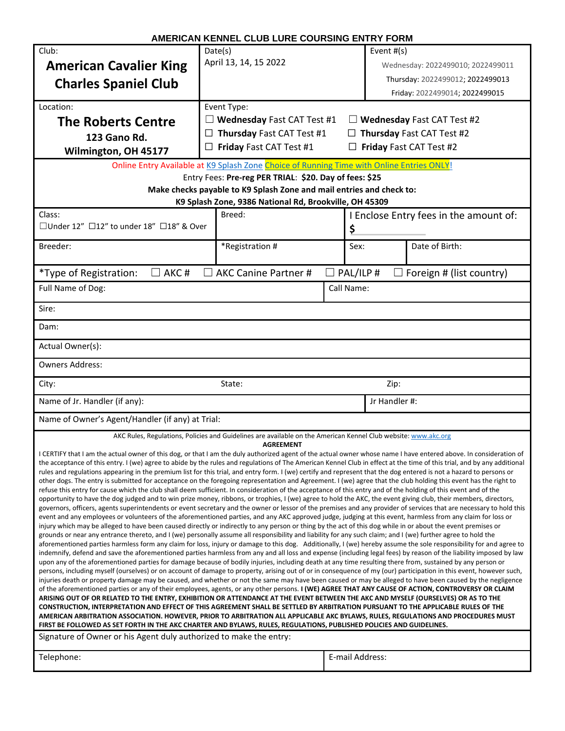# AMERICAN KENNEL CLUB LURE COURSING ENTRY FORM

| Club: | Date(s) | Event #(s) |
|---|---|---|
| **American Cavalier King Charles Spaniel Club** | April 13, 14, 15 2022 | Wednesday: 2022499010; 2022499011<br>Thursday: 2022499012; 2022499013<br>Friday: 2022499014; 2022499015 |

| Location: | Event Type: | |
|---|---|---|
| **The Roberts Centre**<br>**123 Gano Rd.**<br>**Wilmington, OH 45177** | ☐ **Wednesday** Fast CAT Test #1<br>☐ **Thursday** Fast CAT Test #1<br>☐ **Friday** Fast CAT Test #1 | ☐ **Wednesday** Fast CAT Test #2<br>☐ **Thursday** Fast CAT Test #2<br>☐ **Friday** Fast CAT Test #2 |

Online Entry Available at K9 Splash Zone Choice of Running Time with Online Entries ONLY!

Entry Fees: **Pre-reg PER TRIAL**: **$20. Day of fees: $25**

**Make checks payable to K9 Splash Zone and mail entries and check to:**

**K9 Splash Zone, 9386 National Rd, Brookville, OH 45309**

| Class: ☐Under 12" ☐12" to under 18" ☐18" & Over | Breed: | I Enclose Entry fees in the amount of: $ | |
|---|---|---|---|
| Breeder: | *Registration # | Sex: | Date of Birth: |

*Type of Registration: ☐ AKC # ☐ AKC Canine Partner # ☐ PAL/ILP # ☐ Foreign # (list country)

| Full Name of Dog: | Call Name: |
|---|---|

Sire:

Dam:

Actual Owner(s):

Owners Address:

| City: | State: | Zip: |
|---|---|---|

| Name of Jr. Handler (if any): | Jr Handler #: |
|---|---|

Name of Owner's Agent/Handler (if any) at Trial:

AKC Rules, Regulations, Policies and Guidelines are available on the American Kennel Club website: www.akc.org

**AGREEMENT**

I CERTIFY that I am the actual owner of this dog, or that I am the duly authorized agent of the actual owner whose name I have entered above. In consideration of the acceptance of this entry. I (we) agree to abide by the rules and regulations of The American Kennel Club in effect at the time of this trial, and by any additional rules and regulations appearing in the premium list for this trial, and entry form. I (we) certify and represent that the dog entered is not a hazard to persons or other dogs. The entry is submitted for acceptance on the foregoing representation and Agreement. I (we) agree that the club holding this event has the right to refuse this entry for cause which the club shall deem sufficient. In consideration of the acceptance of this entry and of the holding of this event and of the opportunity to have the dog judged and to win prize money, ribbons, or trophies, I (we) agree to hold the AKC, the event giving club, their members, directors, governors, officers, agents superintendents or event secretary and the owner or lessor of the premises and any provider of services that are necessary to hold this event and any employees or volunteers of the aforementioned parties, and any AKC approved judge, judging at this event, harmless from any claim for loss or injury which may be alleged to have been caused directly or indirectly to any person or thing by the act of this dog while in or about the event premises or grounds or near any entrance thereto, and I (we) personally assume all responsibility and liability for any such claim; and I (we) further agree to hold the aforementioned parties harmless form any claim for loss, injury or damage to this dog. Additionally, I (we) hereby assume the sole responsibility for and agree to indemnify, defend and save the aforementioned parties harmless from any and all loss and expense (including legal fees) by reason of the liability imposed by law upon any of the aforementioned parties for damage because of bodily injuries, including death at any time resulting there from, sustained by any person or persons, including myself (ourselves) or on account of damage to property, arising out of or in consequence of my (our) participation in this event, however such, injuries death or property damage may be caused, and whether or not the same may have been caused or may be alleged to have been caused by the negligence of the aforementioned parties or any of their employees, agents, or any other persons. **I (WE) AGREE THAT ANY CAUSE OF ACTION, CONTROVERSY OR CLAIM ARISING OUT OF OR RELATED TO THE ENTRY, EXHIBITION OR ATTENDANCE AT THE EVENT BETWEEN THE AKC AND MYSELF (OURSELVES) OR AS TO THE CONSTRUCTION, INTERPRETATION AND EFFECT OF THIS AGREEMENT SHALL BE SETTLED BY ARBITRATION PURSUANT TO THE APPLICABLE RULES OF THE AMERICAN ARBITRATION ASSOCIATION. HOWEVER, PRIOR TO ARBITRATION ALL APPLICABLE AKC BYLAWS, RULES, REGULATIONS AND PROCEDURES MUST FIRST BE FOLLOWED AS SET FORTH IN THE AKC CHARTER AND BYLAWS, RULES, REGULATIONS, PUBLISHED POLICIES AND GUIDELINES.**

Signature of Owner or his Agent duly authorized to make the entry:

| Telephone: | E-mail Address: |
|---|---|